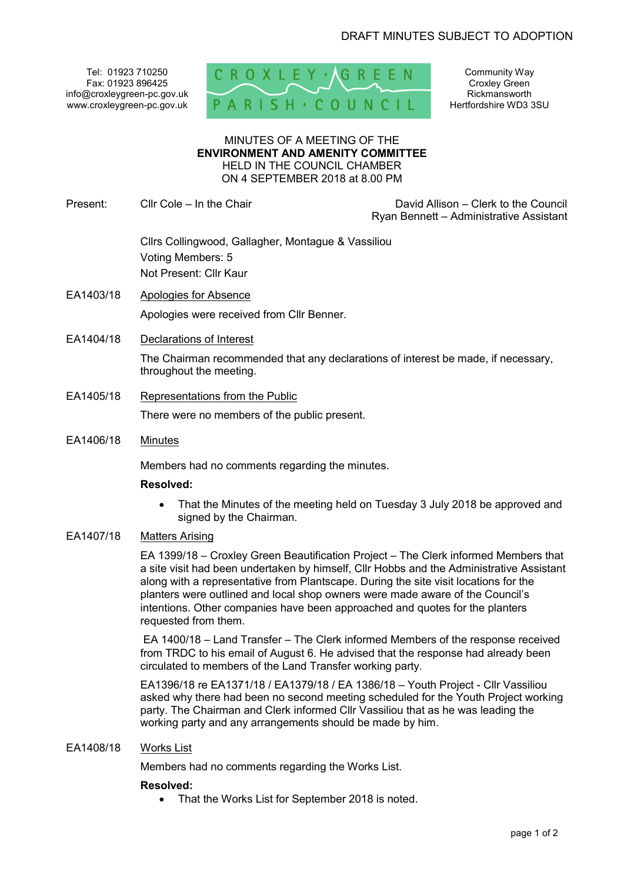DRAFT MINUTES SUBJECT TO ADOPTION

Tel: 01923 710250
Fax: 01923 896425
info@croxleygreen-pc.gov.uk
www.croxleygreen-pc.gov.uk

CROXLEY GREEN PARISH COUNCIL

Community Way
Croxley Green
Rickmansworth
Hertfordshire WD3 3SU

MINUTES OF A MEETING OF THE
**ENVIRONMENT AND AMENITY COMMITTEE**
HELD IN THE COUNCIL CHAMBER
ON 4 SEPTEMBER 2018 at 8.00 PM

Present: Cllr Cole – In the Chair

David Allison – Clerk to the Council
Ryan Bennett – Administrative Assistant

Cllrs Collingwood, Gallagher, Montague & Vassiliou
Voting Members: 5
Not Present: Cllr Kaur

EA1403/18 Apologies for Absence

Apologies were received from Cllr Benner.

EA1404/18 Declarations of Interest

The Chairman recommended that any declarations of interest be made, if necessary, throughout the meeting.

EA1405/18 Representations from the Public

There were no members of the public present.

EA1406/18 Minutes

Members had no comments regarding the minutes.

**Resolved:**

- That the Minutes of the meeting held on Tuesday 3 July 2018 be approved and signed by the Chairman.

EA1407/18 Matters Arising

EA 1399/18 – Croxley Green Beautification Project – The Clerk informed Members that a site visit had been undertaken by himself, Cllr Hobbs and the Administrative Assistant along with a representative from Plantscape. During the site visit locations for the planters were outlined and local shop owners were made aware of the Council's intentions. Other companies have been approached and quotes for the planters requested from them.

EA 1400/18 – Land Transfer – The Clerk informed Members of the response received from TRDC to his email of August 6. He advised that the response had already been circulated to members of the Land Transfer working party.

EA1396/18 re EA1371/18 / EA1379/18 / EA 1386/18 – Youth Project - Cllr Vassiliou asked why there had been no second meeting scheduled for the Youth Project working party. The Chairman and Clerk informed Cllr Vassiliou that as he was leading the working party and any arrangements should be made by him.

EA1408/18 Works List

Members had no comments regarding the Works List.

**Resolved:**

- That the Works List for September 2018 is noted.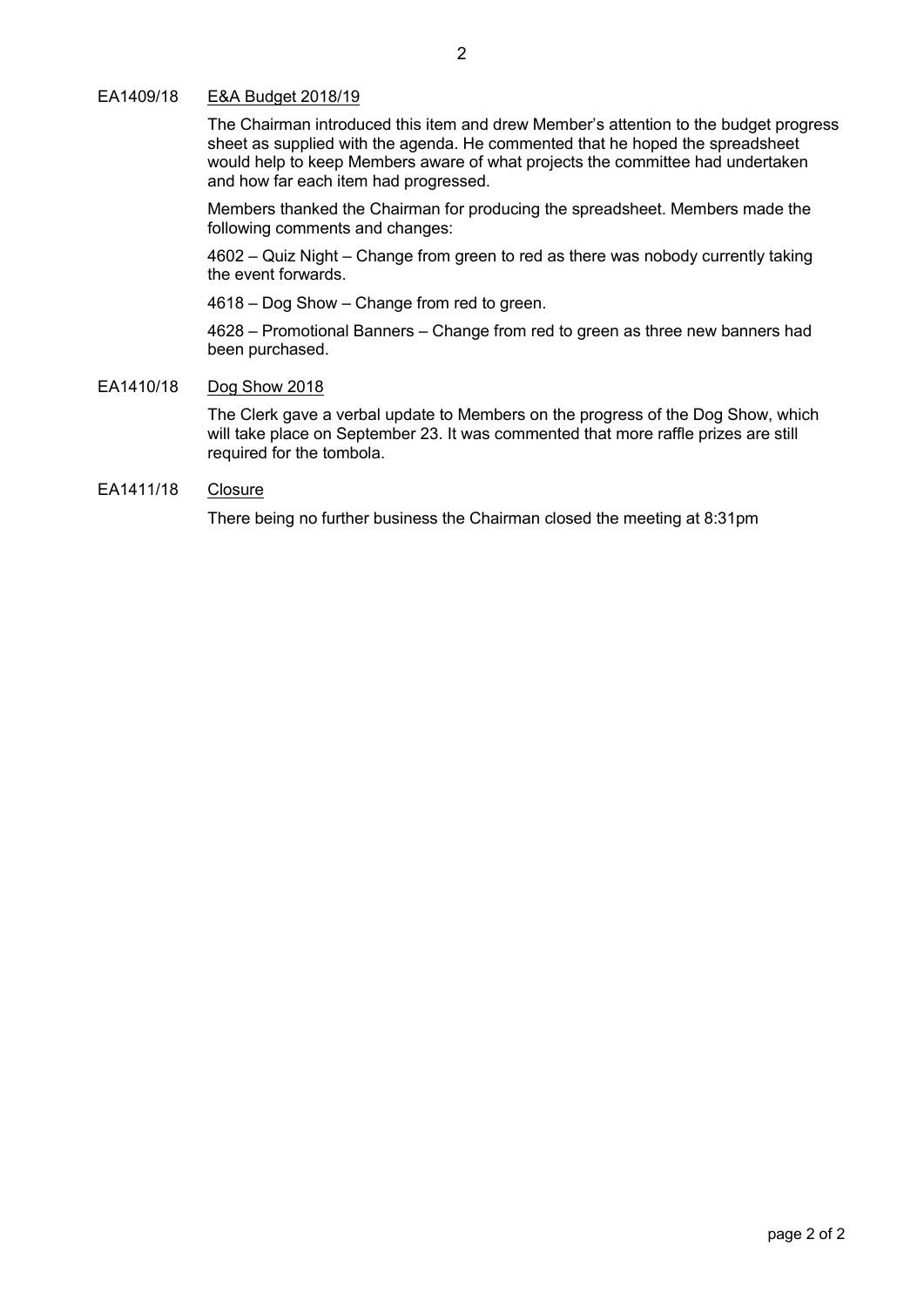EA1409/18 E&A Budget 2018/19

The Chairman introduced this item and drew Member's attention to the budget progress sheet as supplied with the agenda. He commented that he hoped the spreadsheet would help to keep Members aware of what projects the committee had undertaken and how far each item had progressed.

Members thanked the Chairman for producing the spreadsheet. Members made the following comments and changes:

4602 – Quiz Night – Change from green to red as there was nobody currently taking the event forwards.

4618 – Dog Show – Change from red to green.

4628 – Promotional Banners – Change from red to green as three new banners had been purchased.

EA1410/18 Dog Show 2018

The Clerk gave a verbal update to Members on the progress of the Dog Show, which will take place on September 23. It was commented that more raffle prizes are still required for the tombola.

EA1411/18 Closure

There being no further business the Chairman closed the meeting at 8:31pm